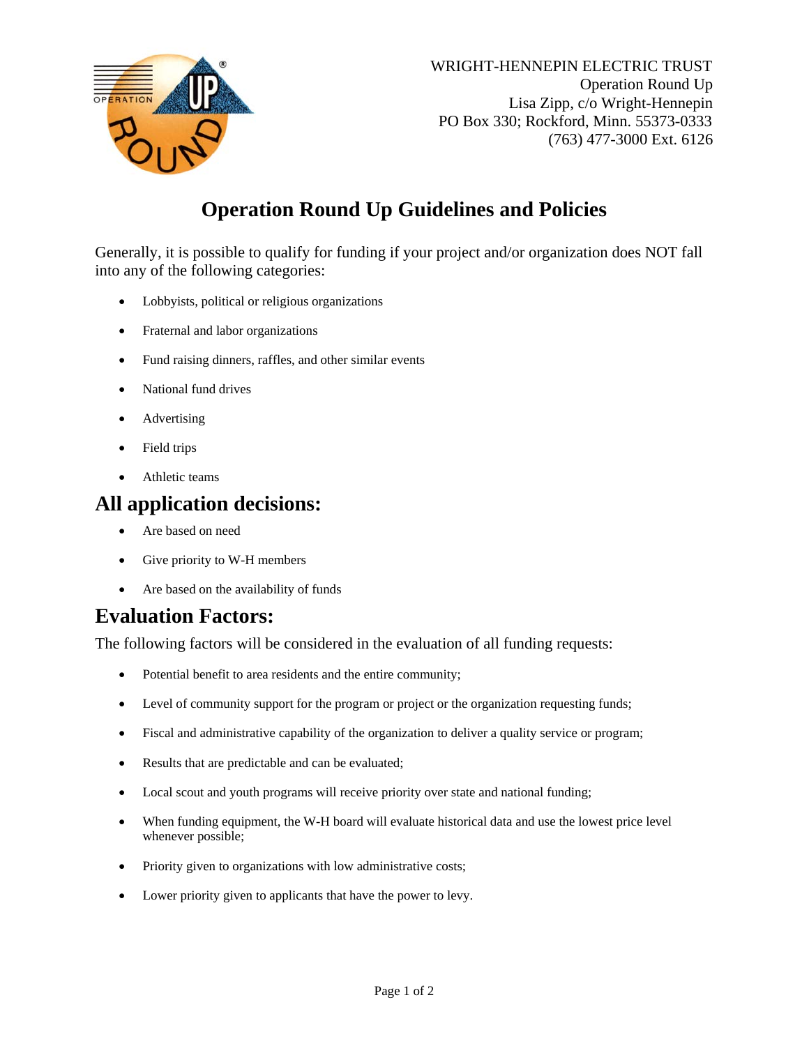WRIGHT-HENNEPIN ELECTRIC TRUST
Operation Round Up
Lisa Zipp, c/o Wright-Hennepin
PO Box 330; Rockford, Minn. 55373-0333
(763) 477-3000 Ext. 6126

# Operation Round Up Guidelines and Policies

Generally, it is possible to qualify for funding if your project and/or organization does NOT fall into any of the following categories:

- Lobbyists, political or religious organizations
- Fraternal and labor organizations
- Fund raising dinners, raffles, and other similar events
- National fund drives
- Advertising
- Field trips
- Athletic teams

## All application decisions:

- Are based on need
- Give priority to W-H members
- Are based on the availability of funds

## Evaluation Factors:

The following factors will be considered in the evaluation of all funding requests:

- Potential benefit to area residents and the entire community;
- Level of community support for the program or project or the organization requesting funds;
- Fiscal and administrative capability of the organization to deliver a quality service or program;
- Results that are predictable and can be evaluated;
- Local scout and youth programs will receive priority over state and national funding;
- When funding equipment, the W-H board will evaluate historical data and use the lowest price level whenever possible;
- Priority given to organizations with low administrative costs;
- Lower priority given to applicants that have the power to levy.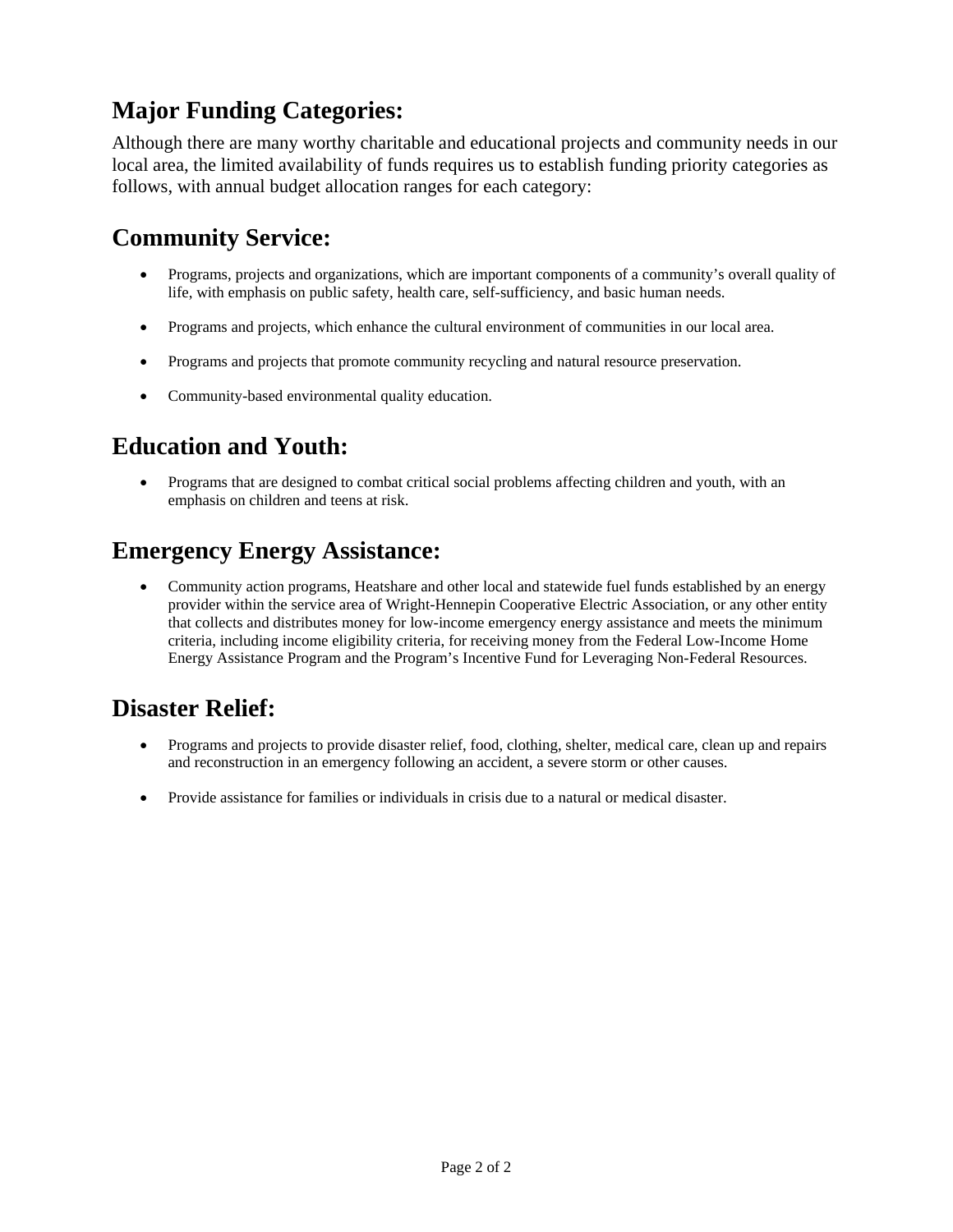## Major Funding Categories:

Although there are many worthy charitable and educational projects and community needs in our local area, the limited availability of funds requires us to establish funding priority categories as follows, with annual budget allocation ranges for each category:

## Community Service:

- Programs, projects and organizations, which are important components of a community's overall quality of life, with emphasis on public safety, health care, self-sufficiency, and basic human needs.
- Programs and projects, which enhance the cultural environment of communities in our local area.
- Programs and projects that promote community recycling and natural resource preservation.
- Community-based environmental quality education.

## Education and Youth:

- Programs that are designed to combat critical social problems affecting children and youth, with an emphasis on children and teens at risk.

## Emergency Energy Assistance:

- Community action programs, Heatshare and other local and statewide fuel funds established by an energy provider within the service area of Wright-Hennepin Cooperative Electric Association, or any other entity that collects and distributes money for low-income emergency energy assistance and meets the minimum criteria, including income eligibility criteria, for receiving money from the Federal Low-Income Home Energy Assistance Program and the Program's Incentive Fund for Leveraging Non-Federal Resources.

## Disaster Relief:

- Programs and projects to provide disaster relief, food, clothing, shelter, medical care, clean up and repairs and reconstruction in an emergency following an accident, a severe storm or other causes.
- Provide assistance for families or individuals in crisis due to a natural or medical disaster.